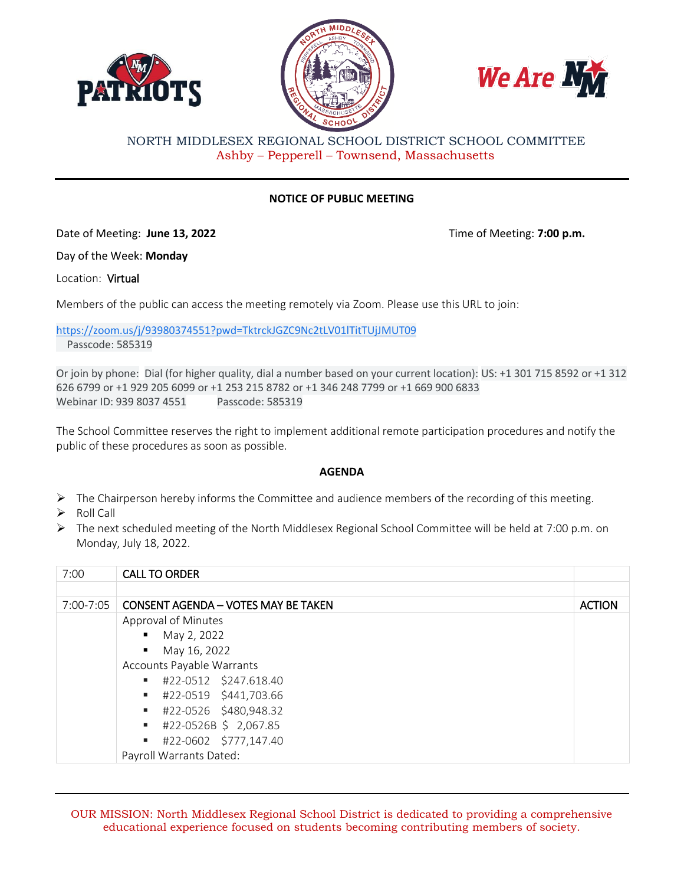NORTH MIDDLESEX REGIONAL SCHOOL DISTRICT SCHOOL COMMITTEE
Ashby – Pepperell – Townsend, Massachusetts

## NOTICE OF PUBLIC MEETING

Date of Meeting: **June 13, 2022** Time of Meeting: **7:00 p.m.**

Day of the Week: **Monday**

Location: Virtual

Members of the public can access the meeting remotely via Zoom. Please use this URL to join:

https://zoom.us/j/93980374551?pwd=TktrckJGZC9Nc2tLV01lTitTUjJMUT09
Passcode: 585319

Or join by phone: Dial (for higher quality, dial a number based on your current location): US: +1 301 715 8592 or +1 312 626 6799 or +1 929 205 6099 or +1 253 215 8782 or +1 346 248 7799 or +1 669 900 6833
Webinar ID: 939 8037 4551 Passcode: 585319

The School Committee reserves the right to implement additional remote participation procedures and notify the public of these procedures as soon as possible.

## AGENDA

- The Chairperson hereby informs the Committee and audience members of the recording of this meeting.
- Roll Call
- The next scheduled meeting of the North Middlesex Regional School Committee will be held at 7:00 p.m. on Monday, July 18, 2022.

| 7:00 | CALL TO ORDER | |
|---|---|---|
| | | |
| 7:00-7:05 | CONSENT AGENDA – VOTES MAY BE TAKEN | ACTION |
| | Approval of Minutes<br>▪ May 2, 2022<br>▪ May 16, 2022<br>Accounts Payable Warrants<br>▪ #22-0512 $247.618.40<br>▪ #22-0519 $441,703.66<br>▪ #22-0526 $480,948.32<br>▪ #22-0526B $ 2,067.85<br>▪ #22-0602 $777,147.40<br>Payroll Warrants Dated: | |

OUR MISSION: North Middlesex Regional School District is dedicated to providing a comprehensive educational experience focused on students becoming contributing members of society.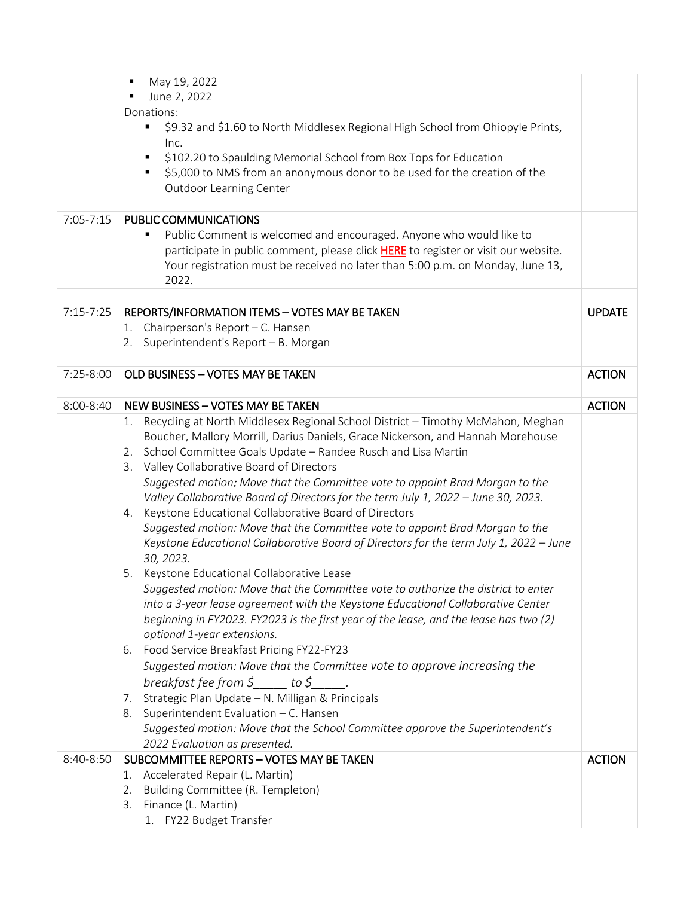| | | |
|---|---|---|
| | ▪ May 19, 2022<br>▪ June 2, 2022<br>Donations:<br>▪ $9.32 and $1.60 to North Middlesex Regional High School from Ohiopyle Prints, Inc.<br>▪ $102.20 to Spaulding Memorial School from Box Tops for Education<br>▪ $5,000 to NMS from an anonymous donor to be used for the creation of the Outdoor Learning Center | |
| | | |
| 7:05-7:15 | PUBLIC COMMUNICATIONS<br>▪ Public Comment is welcomed and encouraged. Anyone who would like to participate in public comment, please click HERE to register or visit our website. Your registration must be received no later than 5:00 p.m. on Monday, June 13, 2022. | |
| | | |
| 7:15-7:25 | REPORTS/INFORMATION ITEMS – VOTES MAY BE TAKEN<br>1. Chairperson's Report – C. Hansen<br>2. Superintendent's Report – B. Morgan | UPDATE |
| | | |
| 7:25-8:00 | OLD BUSINESS – VOTES MAY BE TAKEN | ACTION |
| | | |
| 8:00-8:40 | NEW BUSINESS – VOTES MAY BE TAKEN | ACTION |
| | 1. Recycling at North Middlesex Regional School District – Timothy McMahon, Meghan Boucher, Mallory Morrill, Darius Daniels, Grace Nickerson, and Hannah Morehouse<br>2. School Committee Goals Update – Randee Rusch and Lisa Martin<br>3. Valley Collaborative Board of Directors<br>*Suggested motion: Move that the Committee vote to appoint Brad Morgan to the Valley Collaborative Board of Directors for the term July 1, 2022 – June 30, 2023.*<br>4. Keystone Educational Collaborative Board of Directors<br>*Suggested motion: Move that the Committee vote to appoint Brad Morgan to the Keystone Educational Collaborative Board of Directors for the term July 1, 2022 – June 30, 2023.*<br>5. Keystone Educational Collaborative Lease<br>*Suggested motion: Move that the Committee vote to authorize the district to enter into a 3-year lease agreement with the Keystone Educational Collaborative Center beginning in FY2023. FY2023 is the first year of the lease, and the lease has two (2) optional 1-year extensions.*<br>6. Food Service Breakfast Pricing FY22-FY23<br>*Suggested motion: Move that the Committee vote to approve increasing the breakfast fee from $_____ to $_____.*<br>7. Strategic Plan Update – N. Milligan & Principals<br>8. Superintendent Evaluation – C. Hansen<br>*Suggested motion: Move that the School Committee approve the Superintendent's 2022 Evaluation as presented.* | |
| 8:40-8:50 | SUBCOMMITTEE REPORTS – VOTES MAY BE TAKEN<br>1. Accelerated Repair (L. Martin)<br>2. Building Committee (R. Templeton)<br>3. Finance (L. Martin)<br>&nbsp;&nbsp;&nbsp;1. FY22 Budget Transfer | ACTION |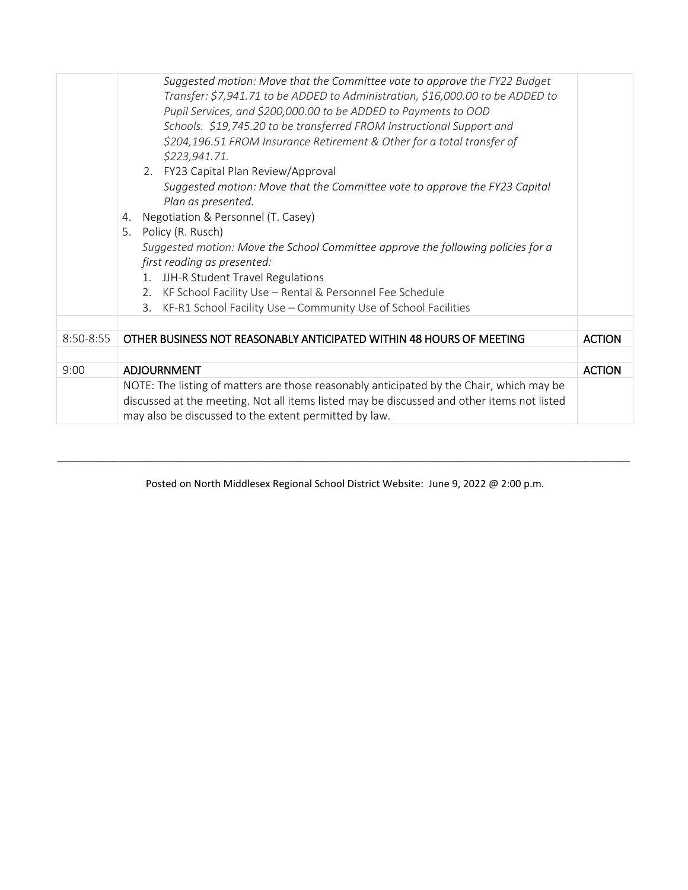| | | |
|---|---|---|
| | *Suggested motion: Move that the Committee vote to approve the FY22 Budget Transfer: $7,941.71 to be ADDED to Administration, $16,000.00 to be ADDED to Pupil Services, and $200,000.00 to be ADDED to Payments to OOD Schools. $19,745.20 to be transferred FROM Instructional Support and $204,196.51 FROM Insurance Retirement & Other for a total transfer of $223,941.71.*<br>2. FY23 Capital Plan Review/Approval<br>*Suggested motion: Move that the Committee vote to approve the FY23 Capital Plan as presented.*<br>4. Negotiation & Personnel (T. Casey)<br>5. Policy (R. Rusch)<br>*Suggested motion: Move the School Committee approve the following policies for a first reading as presented:*<br>1. JJH-R Student Travel Regulations<br>2. KF School Facility Use – Rental & Personnel Fee Schedule<br>3. KF-R1 School Facility Use – Community Use of School Facilities | |
| | | |
| 8:50-8:55 | OTHER BUSINESS NOT REASONABLY ANTICIPATED WITHIN 48 HOURS OF MEETING | ACTION |
| | | |
| 9:00 | ADJOURNMENT | ACTION |
| | NOTE: The listing of matters are those reasonably anticipated by the Chair, which may be discussed at the meeting. Not all items listed may be discussed and other items not listed may also be discussed to the extent permitted by law. | |

---

Posted on North Middlesex Regional School District Website: June 9, 2022 @ 2:00 p.m.